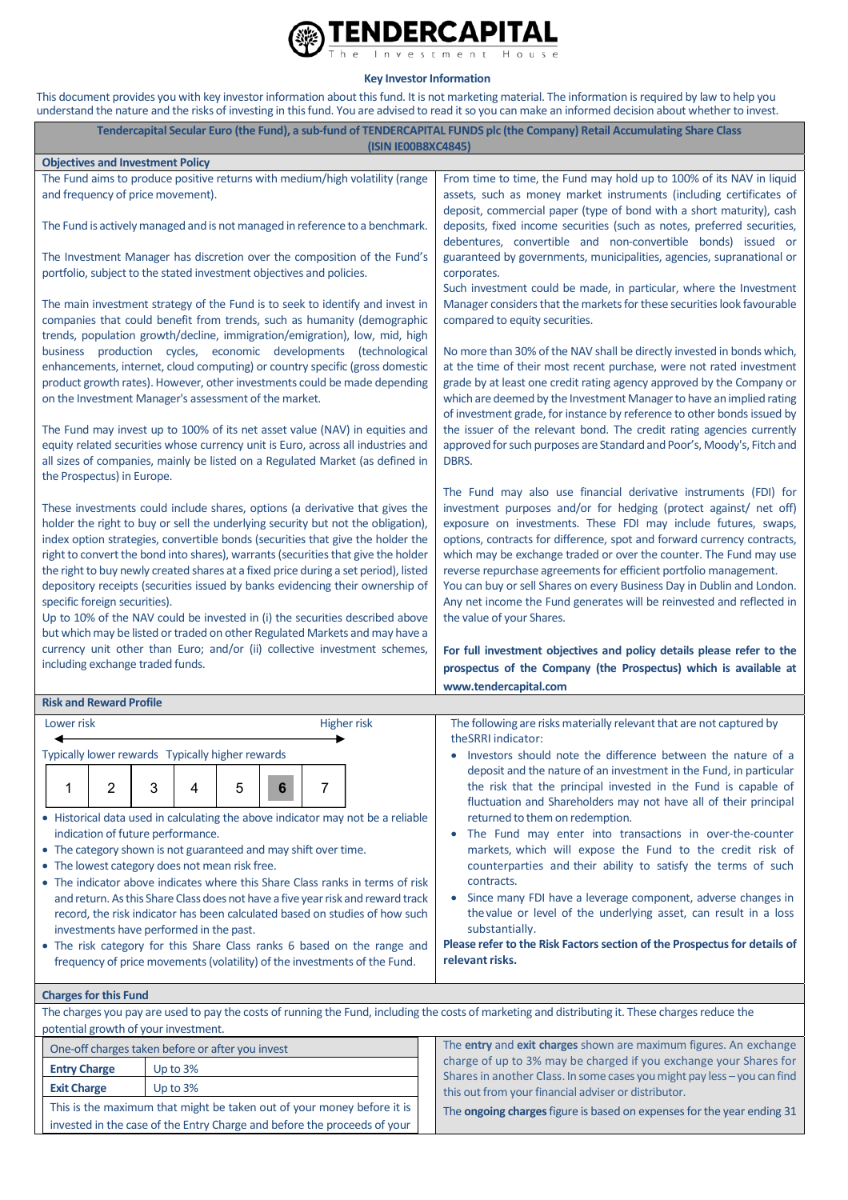# TENDERCAPITAL

The Investment House

## Key Investor Information

This document provides you with key investor information about this fund. It is not marketing material. The information is required by law to help you understand the nature and the risks of investing in this fund. You are advised to read it so you can make an informed decision about whether to invest.

**Tendercapital Secular Euro (the Fund), a sub-fund of TENDERCAPITAL FUNDS plc (the Company) Retail Accumulating Share Class (ISIN IE00B8XC4845)**

### Objectives and Investment Policy

The Fund aims to produce positive returns with medium/high volatility (range and frequency of price movement).

The Fund is actively managed and is not managed in reference to a benchmark.

The Investment Manager has discretion over the composition of the Fund's portfolio, subject to the stated investment objectives and policies.

The main investment strategy of the Fund is to seek to identify and invest in companies that could benefit from trends, such as humanity (demographic trends, population growth/decline, immigration/emigration), low, mid, high business production cycles, economic developments (technological enhancements, internet, cloud computing) or country specific (gross domestic product growth rates). However, other investments could be made depending on the Investment Manager's assessment of the market.

The Fund may invest up to 100% of its net asset value (NAV) in equities and equity related securities whose currency unit is Euro, across all industries and all sizes of companies, mainly be listed on a Regulated Market (as defined in the Prospectus) in Europe.

These investments could include shares, options (a derivative that gives the holder the right to buy or sell the underlying security but not the obligation), index option strategies, convertible bonds (securities that give the holder the right to convert the bond into shares), warrants (securities that give the holder the right to buy newly created shares at a fixed price during a set period), listed depository receipts (securities issued by banks evidencing their ownership of specific foreign securities).

Up to 10% of the NAV could be invested in (i) the securities described above but which may be listed or traded on other Regulated Markets and may have a currency unit other than Euro; and/or (ii) collective investment schemes, including exchange traded funds.

From time to time, the Fund may hold up to 100% of its NAV in liquid assets, such as money market instruments (including certificates of deposit, commercial paper (type of bond with a short maturity), cash deposits, fixed income securities (such as notes, preferred securities, debentures, convertible and non-convertible bonds) issued or guaranteed by governments, municipalities, agencies, supranational or corporates.

Such investment could be made, in particular, where the Investment Manager considers that the markets for these securities look favourable compared to equity securities.

No more than 30% of the NAV shall be directly invested in bonds which, at the time of their most recent purchase, were not rated investment grade by at least one credit rating agency approved by the Company or which are deemed by the Investment Manager to have an implied rating of investment grade, for instance by reference to other bonds issued by the issuer of the relevant bond. The credit rating agencies currently approved for such purposes are Standard and Poor's, Moody's, Fitch and DBRS.

The Fund may also use financial derivative instruments (FDI) for investment purposes and/or for hedging (protect against/ net off) exposure on investments. These FDI may include futures, swaps, options, contracts for difference, spot and forward currency contracts, which may be exchange traded or over the counter. The Fund may use reverse repurchase agreements for efficient portfolio management.

You can buy or sell Shares on every Business Day in Dublin and London.

Any net income the Fund generates will be reinvested and reflected in the value of your Shares.

**For full investment objectives and policy details please refer to the prospectus of the Company (the Prospectus) which is available at www.tendercapital.com**

### Risk and Reward Profile

Lower risk ← → Higher risk

Typically lower rewards — Typically higher rewards

| 1 | 2 | 3 | 4 | 5 | **6** | 7 |
|---|---|---|---|---|---|---|

- Historical data used in calculating the above indicator may not be a reliable indication of future performance.
- The category shown is not guaranteed and may shift over time.
- The lowest category does not mean risk free.
- The indicator above indicates where this Share Class ranks in terms of risk and return. As this Share Class does not have a five year risk and reward track record, the risk indicator has been calculated based on studies of how such investments have performed in the past.
- The risk category for this Share Class ranks 6 based on the range and frequency of price movements (volatility) of the investments of the Fund.

The following are risks materially relevant that are not captured by the SRRI indicator:

- Investors should note the difference between the nature of a deposit and the nature of an investment in the Fund, in particular the risk that the principal invested in the Fund is capable of fluctuation and Shareholders may not have all of their principal returned to them on redemption.
- The Fund may enter into transactions in over-the-counter markets, which will expose the Fund to the credit risk of counterparties and their ability to satisfy the terms of such contracts.
- Since many FDI have a leverage component, adverse changes in the value or level of the underlying asset, can result in a loss substantially.

**Please refer to the Risk Factors section of the Prospectus for details of relevant risks.**

### Charges for this Fund

The charges you pay are used to pay the costs of running the Fund, including the costs of marketing and distributing it. These charges reduce the potential growth of your investment.

| One-off charges taken before or after you invest | |
|---|---|
| **Entry Charge** | Up to 3% |
| **Exit Charge** | Up to 3% |

This is the maximum that might be taken out of your money before it is invested in the case of the Entry Charge and before the proceeds of your

The **entry** and **exit charges** shown are maximum figures. An exchange charge of up to 3% may be charged if you exchange your Shares for Shares in another Class. In some cases you might pay less – you can find this out from your financial adviser or distributor.

The **ongoing charges** figure is based on expenses for the year ending 31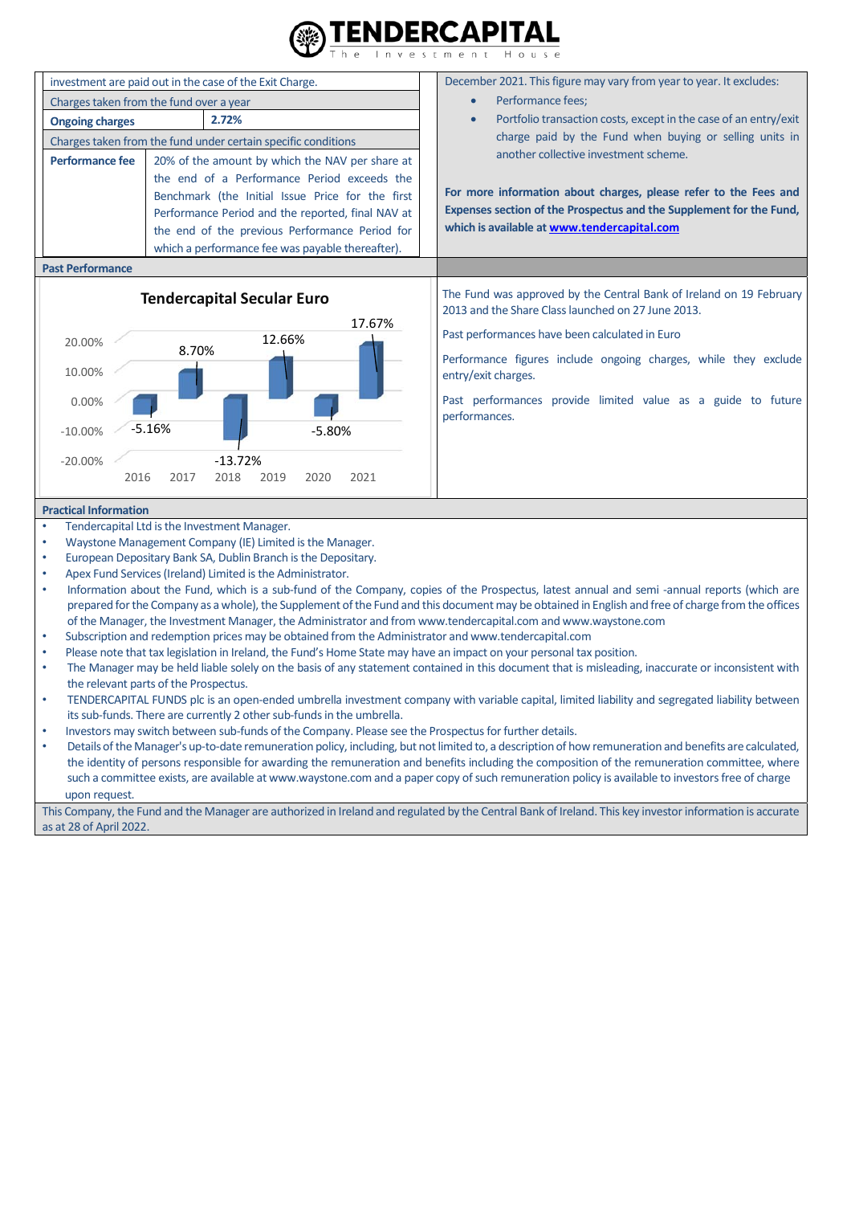| | |
|---|---|
| investment are paid out in the case of the Exit Charge. | |
| Charges taken from the fund over a year | |
| **Ongoing charges** | **2.72%** |
| Charges taken from the fund under certain specific conditions | |
| **Performance fee** | 20% of the amount by which the NAV per share at the end of a Performance Period exceeds the Benchmark (the Initial Issue Price for the first Performance Period and the reported, final NAV at the end of the previous Performance Period for which a performance fee was payable thereafter). |

December 2021. This figure may vary from year to year. It excludes:

- Performance fees;
- Portfolio transaction costs, except in the case of an entry/exit charge paid by the Fund when buying or selling units in another collective investment scheme.

**For more information about charges, please refer to the Fees and Expenses section of the Prospectus and the Supplement for the Fund, which is available at [www.tendercapital.com](www.tendercapital.com)**

## Past Performance

**Tendercapital Secular Euro**

20.00%
10.00%
0.00%
-10.00%
-20.00%

2016 2017 2018 2019 2020 2021

-5.16%
8.70%
-13.72%
12.66%
-5.80%
17.67%

The Fund was approved by the Central Bank of Ireland on 19 February 2013 and the Share Class launched on 27 June 2013.

Past performances have been calculated in Euro

Performance figures include ongoing charges, while they exclude entry/exit charges.

Past performances provide limited value as a guide to future performances.

## Practical Information

- Tendercapital Ltd is the Investment Manager.
- Waystone Management Company (IE) Limited is the Manager.
- European Depositary Bank SA, Dublin Branch is the Depositary.
- Apex Fund Services (Ireland) Limited is the Administrator.
- Information about the Fund, which is a sub-fund of the Company, copies of the Prospectus, latest annual and semi -annual reports (which are prepared for the Company as a whole), the Supplement of the Fund and this document may be obtained in English and free of charge from the offices of the Manager, the Investment Manager, the Administrator and from www.tendercapital.com and www.waystone.com
- Subscription and redemption prices may be obtained from the Administrator and www.tendercapital.com
- Please note that tax legislation in Ireland, the Fund's Home State may have an impact on your personal tax position.
- The Manager may be held liable solely on the basis of any statement contained in this document that is misleading, inaccurate or inconsistent with the relevant parts of the Prospectus.
- TENDERCAPITAL FUNDS plc is an open-ended umbrella investment company with variable capital, limited liability and segregated liability between its sub-funds. There are currently 2 other sub-funds in the umbrella.
- Investors may switch between sub-funds of the Company. Please see the Prospectus for further details.
- Details of the Manager's up-to-date remuneration policy, including, but not limited to, a description of how remuneration and benefits are calculated, the identity of persons responsible for awarding the remuneration and benefits including the composition of the remuneration committee, where such a committee exists, are available at www.waystone.com and a paper copy of such remuneration policy is available to investors free of charge upon request.

This Company, the Fund and the Manager are authorized in Ireland and regulated by the Central Bank of Ireland. This key investor information is accurate as at 28 of April 2022.